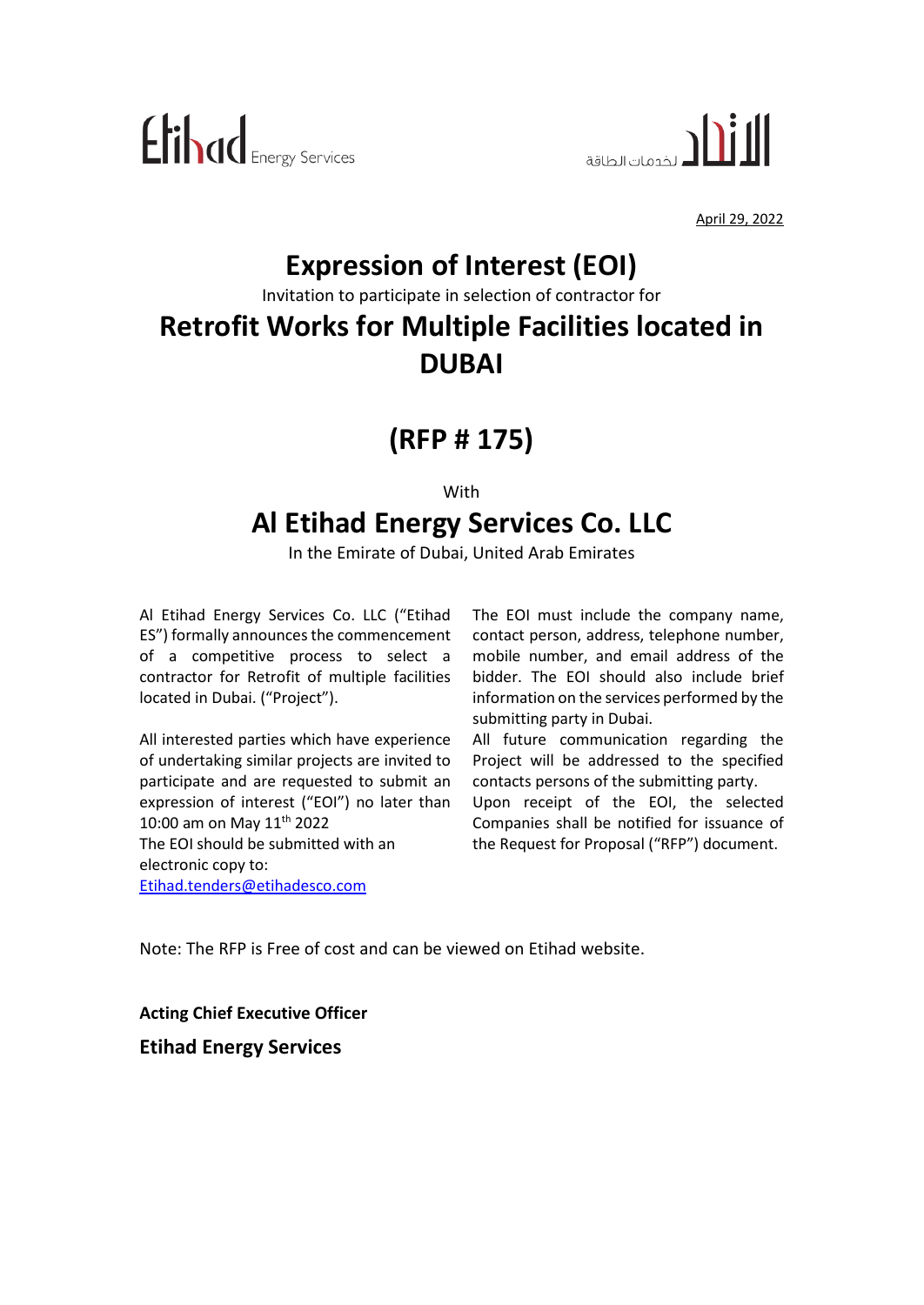Etihad Energy Services

الاتحاد لخدمات الطاقة

April 29, 2022

# Expression of Interest (EOI)

Invitation to participate in selection of contractor for

# Retrofit Works for Multiple Facilities located in DUBAI

# (RFP # 175)

With

## Al Etihad Energy Services Co. LLC

In the Emirate of Dubai, United Arab Emirates

Al Etihad Energy Services Co. LLC ("Etihad ES") formally announces the commencement of a competitive process to select a contractor for Retrofit of multiple facilities located in Dubai. ("Project").

All interested parties which have experience of undertaking similar projects are invited to participate and are requested to submit an expression of interest ("EOI") no later than 10:00 am on May 11th 2022

The EOI should be submitted with an electronic copy to:

Etihad.tenders@etihadesco.com

The EOI must include the company name, contact person, address, telephone number, mobile number, and email address of the bidder. The EOI should also include brief information on the services performed by the submitting party in Dubai.

All future communication regarding the Project will be addressed to the specified contacts persons of the submitting party.

Upon receipt of the EOI, the selected Companies shall be notified for issuance of the Request for Proposal ("RFP") document.

Note: The RFP is Free of cost and can be viewed on Etihad website.

**Acting Chief Executive Officer**

**Etihad Energy Services**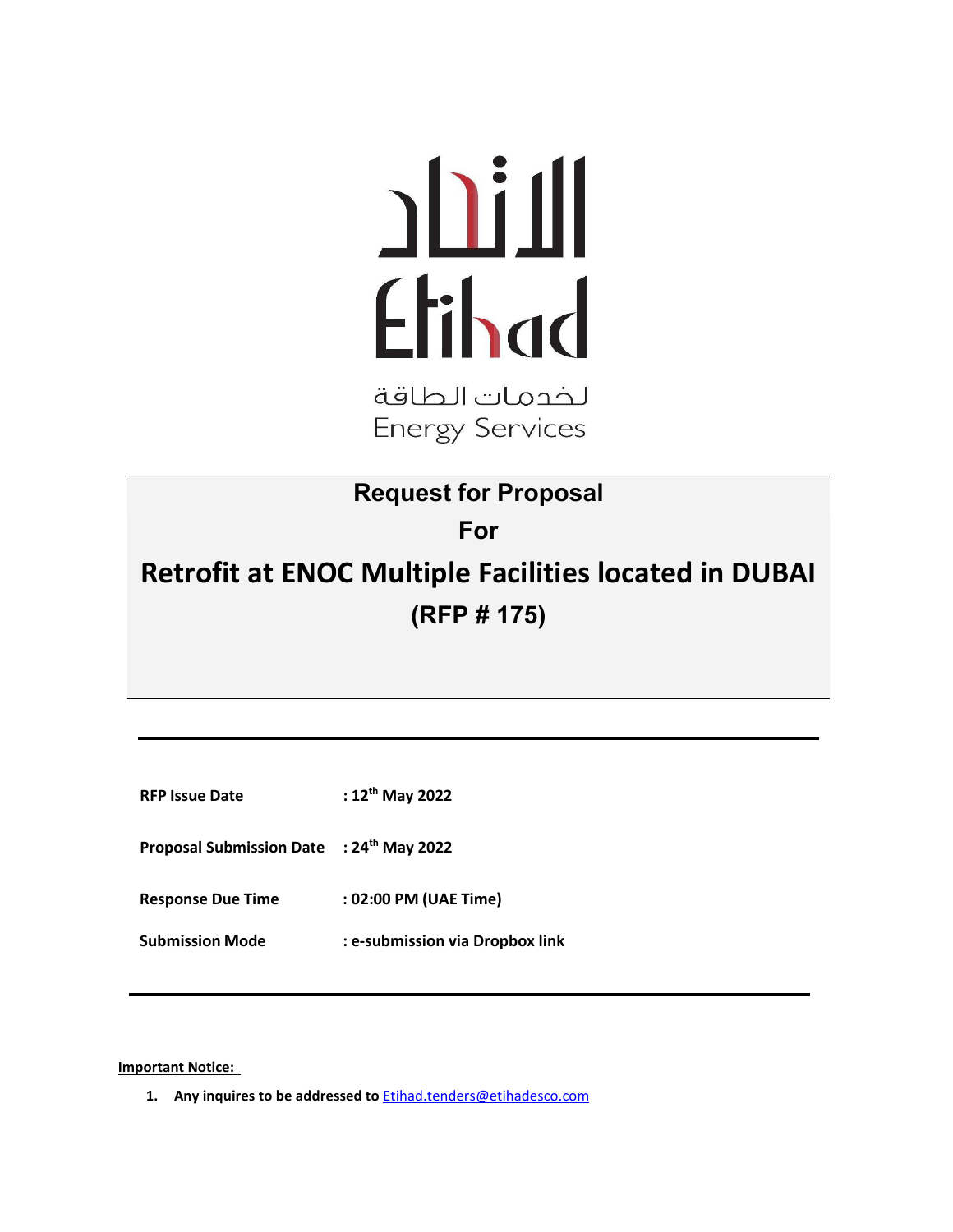الاتحاد
Etihad
لخدمات الطاقة
Energy Services

# Request for Proposal

## For

# Retrofit at ENOC Multiple Facilities located in DUBAI

## (RFP # 175)

| | |
|---|---|
| **RFP Issue Date** | **: 12th May 2022** |
| **Proposal Submission Date** | **: 24th May 2022** |
| **Response Due Time** | **: 02:00 PM (UAE Time)** |
| **Submission Mode** | **: e-submission via Dropbox link** |

**Important Notice:**

1. **Any inquires to be addressed to** Etihad.tenders@etihadesco.com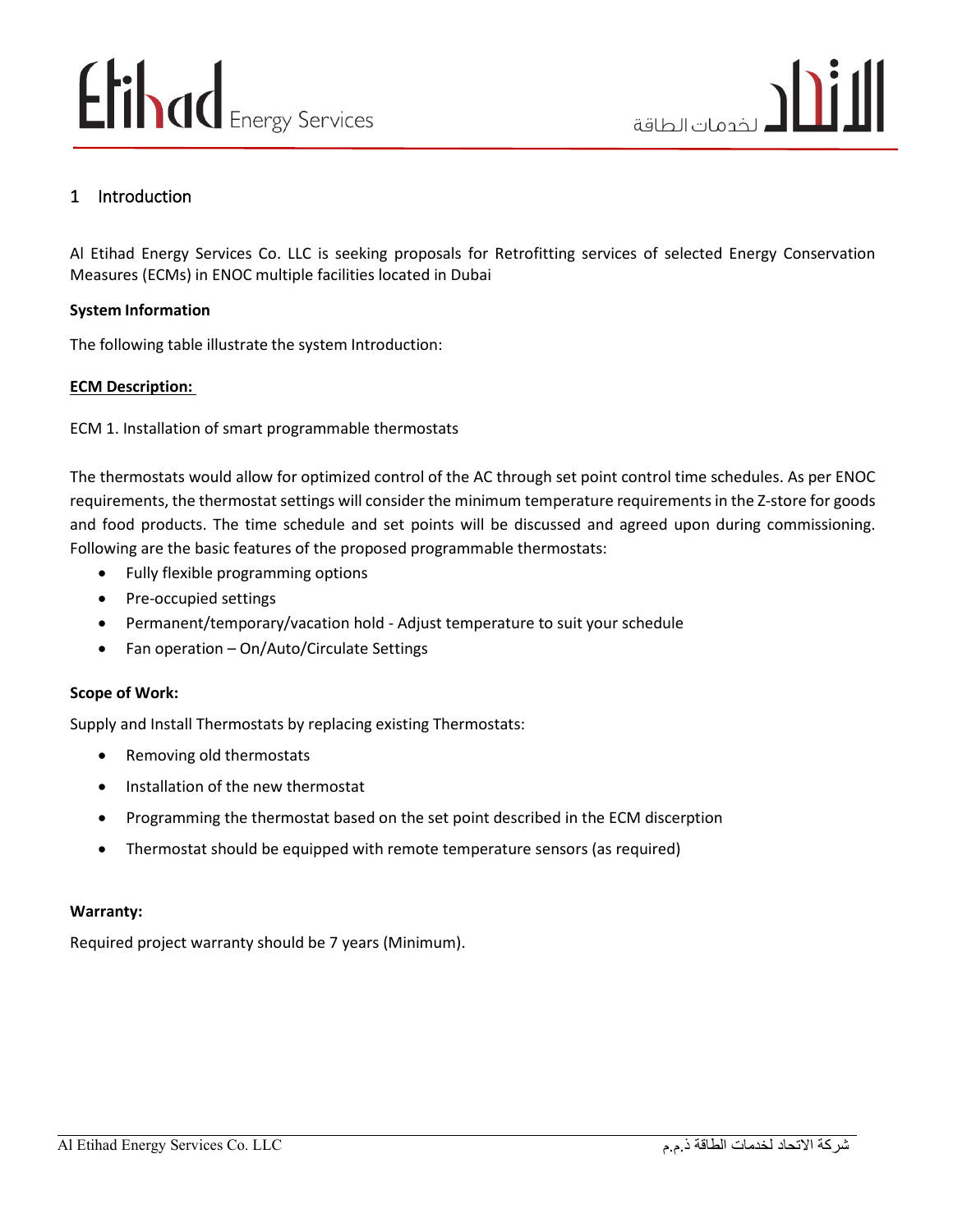# 1 Introduction

Al Etihad Energy Services Co. LLC is seeking proposals for Retrofitting services of selected Energy Conservation Measures (ECMs) in ENOC multiple facilities located in Dubai

**System Information**

The following table illustrate the system Introduction:

**ECM Description:**

ECM 1. Installation of smart programmable thermostats

The thermostats would allow for optimized control of the AC through set point control time schedules. As per ENOC requirements, the thermostat settings will consider the minimum temperature requirements in the Z-store for goods and food products. The time schedule and set points will be discussed and agreed upon during commissioning. Following are the basic features of the proposed programmable thermostats:

- Fully flexible programming options
- Pre-occupied settings
- Permanent/temporary/vacation hold - Adjust temperature to suit your schedule
- Fan operation – On/Auto/Circulate Settings

**Scope of Work:**

Supply and Install Thermostats by replacing existing Thermostats:

- Removing old thermostats
- Installation of the new thermostat
- Programming the thermostat based on the set point described in the ECM discerption
- Thermostat should be equipped with remote temperature sensors (as required)

**Warranty:**

Required project warranty should be 7 years (Minimum).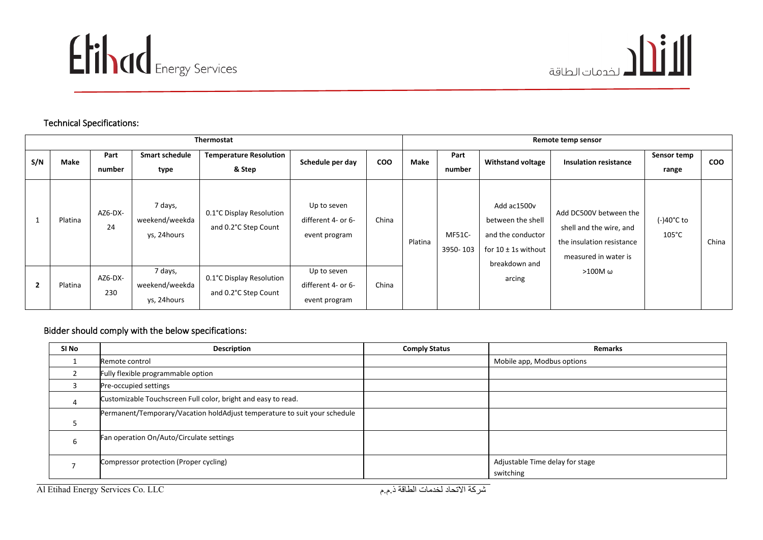Technical Specifications:

| Thermostat | | | | | | | Remote temp sensor | | | | | |
|---|---|---|---|---|---|---|---|---|---|---|---|---|
| S/N | Make | Part number | Smart schedule type | Temperature Resolution & Step | Schedule per day | COO | Make | Part number | Withstand voltage | Insulation resistance | Sensor temp range | COO |
| 1 | Platina | AZ6-DX-24 | 7 days, weekend/weekdays, 24hours | 0.1°C Display Resolution and 0.2°C Step Count | Up to seven different 4- or 6-event program | China | Platina | MF51C-3950- 103 | Add ac1500v between the shell and the conductor for 10 ± 1s without breakdown and arcing | Add DC500V between the shell and the wire, and the insulation resistance measured in water is >100M ω | (-)40°C to 105°C | China |
| 2 | Platina | AZ6-DX-230 | 7 days, weekend/weekdays, 24hours | 0.1°C Display Resolution and 0.2°C Step Count | Up to seven different 4- or 6-event program | China | | | | | | |

Bidder should comply with the below specifications:

| SI No | Description | Comply Status | Remarks |
|---|---|---|---|
| 1 | Remote control | | Mobile app, Modbus options |
| 2 | Fully flexible programmable option | | |
| 3 | Pre-occupied settings | | |
| 4 | Customizable Touchscreen Full color, bright and easy to read. | | |
| 5 | Permanent/Temporary/Vacation holdAdjust temperature to suit your schedule | | |
| 6 | Fan operation On/Auto/Circulate settings | | |
| 7 | Compressor protection (Proper cycling) | | Adjustable Time delay for stage switching |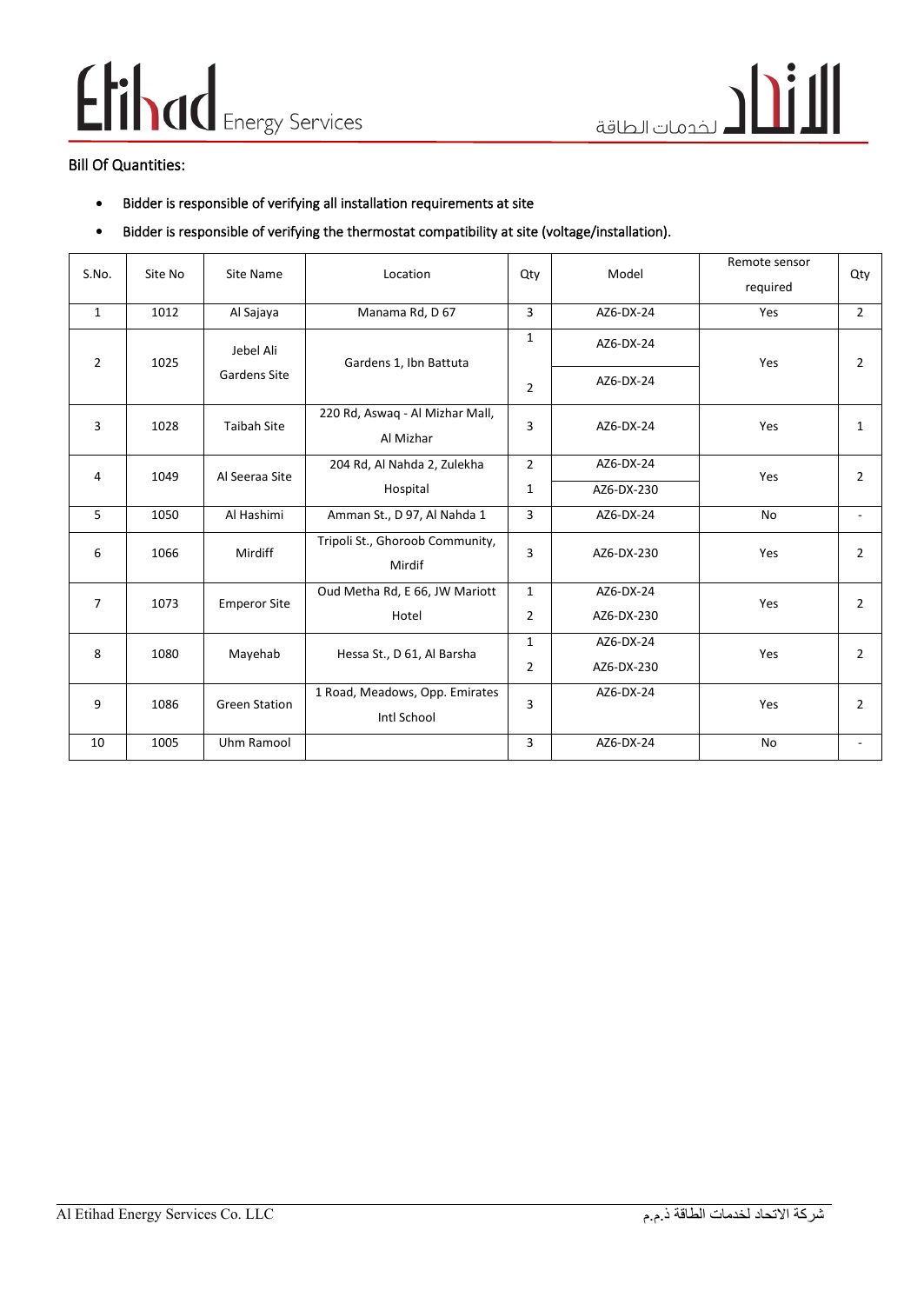Bill Of Quantities:

- Bidder is responsible of verifying all installation requirements at site
- Bidder is responsible of verifying the thermostat compatibility at site (voltage/installation).

| S.No. | Site No | Site Name | Location | Qty | Model | Remote sensor required | Qty |
|---|---|---|---|---|---|---|---|
| 1 | 1012 | Al Sajaya | Manama Rd, D 67 | 3 | AZ6-DX-24 | Yes | 2 |
| 2 | 1025 | Jebel Ali Gardens Site | Gardens 1, Ibn Battuta | 1<br>2 | AZ6-DX-24<br>AZ6-DX-24 | Yes | 2 |
| 3 | 1028 | Taibah Site | 220 Rd, Aswaq - Al Mizhar Mall, Al Mizhar | 3 | AZ6-DX-24 | Yes | 1 |
| 4 | 1049 | Al Seeraa Site | 204 Rd, Al Nahda 2, Zulekha Hospital | 2<br>1 | AZ6-DX-24<br>AZ6-DX-230 | Yes | 2 |
| 5 | 1050 | Al Hashimi | Amman St., D 97, Al Nahda 1 | 3 | AZ6-DX-24 | No | - |
| 6 | 1066 | Mirdiff | Tripoli St., Ghoroob Community, Mirdif | 3 | AZ6-DX-230 | Yes | 2 |
| 7 | 1073 | Emperor Site | Oud Metha Rd, E 66, JW Mariott Hotel | 1<br>2 | AZ6-DX-24<br>AZ6-DX-230 | Yes | 2 |
| 8 | 1080 | Mayehab | Hessa St., D 61, Al Barsha | 1<br>2 | AZ6-DX-24<br>AZ6-DX-230 | Yes | 2 |
| 9 | 1086 | Green Station | 1 Road, Meadows, Opp. Emirates Intl School | 3 | AZ6-DX-24 | Yes | 2 |
| 10 | 1005 | Uhm Ramool | | 3 | AZ6-DX-24 | No | - |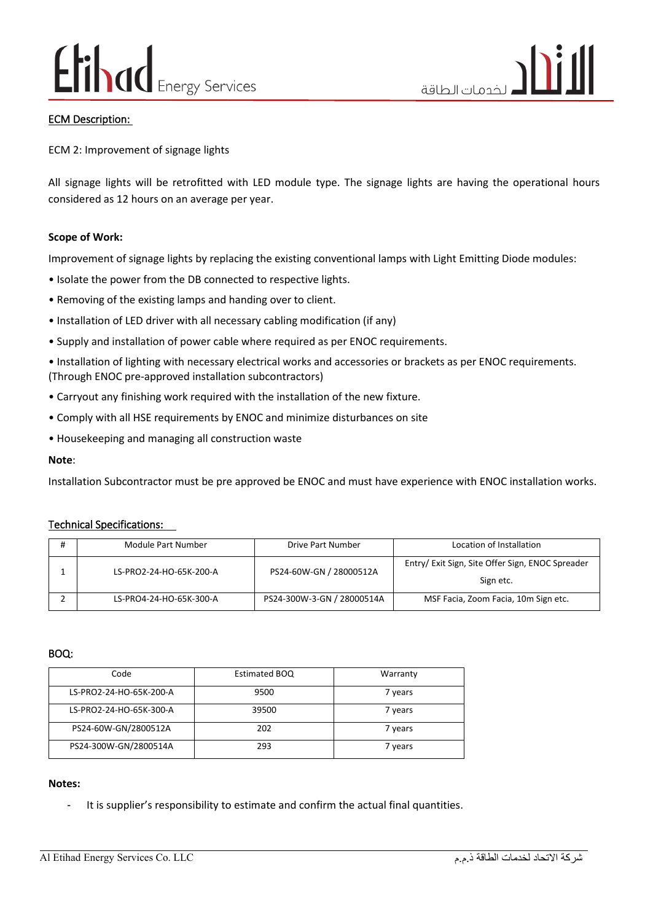ECM Description:

ECM 2: Improvement of signage lights

All signage lights will be retrofitted with LED module type. The signage lights are having the operational hours considered as 12 hours on an average per year.

**Scope of Work:**

Improvement of signage lights by replacing the existing conventional lamps with Light Emitting Diode modules:

• Isolate the power from the DB connected to respective lights.

• Removing of the existing lamps and handing over to client.

• Installation of LED driver with all necessary cabling modification (if any)

• Supply and installation of power cable where required as per ENOC requirements.

• Installation of lighting with necessary electrical works and accessories or brackets as per ENOC requirements. (Through ENOC pre-approved installation subcontractors)

• Carryout any finishing work required with the installation of the new fixture.

• Comply with all HSE requirements by ENOC and minimize disturbances on site

• Housekeeping and managing all construction waste

**Note**:

Installation Subcontractor must be pre approved be ENOC and must have experience with ENOC installation works.

Technical Specifications:

| # | Module Part Number | Drive Part Number | Location of Installation |
|---|---|---|---|
| 1 | LS-PRO2-24-HO-65K-200-A | PS24-60W-GN / 28000512A | Entry/ Exit Sign, Site Offer Sign, ENOC Spreader Sign etc. |
| 2 | LS-PRO4-24-HO-65K-300-A | PS24-300W-3-GN / 28000514A | MSF Facia, Zoom Facia, 10m Sign etc. |

BOQ:

| Code | Estimated BOQ | Warranty |
|---|---|---|
| LS-PRO2-24-HO-65K-200-A | 9500 | 7 years |
| LS-PRO2-24-HO-65K-300-A | 39500 | 7 years |
| PS24-60W-GN/2800512A | 202 | 7 years |
| PS24-300W-GN/2800514A | 293 | 7 years |

**Notes:**

- It is supplier's responsibility to estimate and confirm the actual final quantities.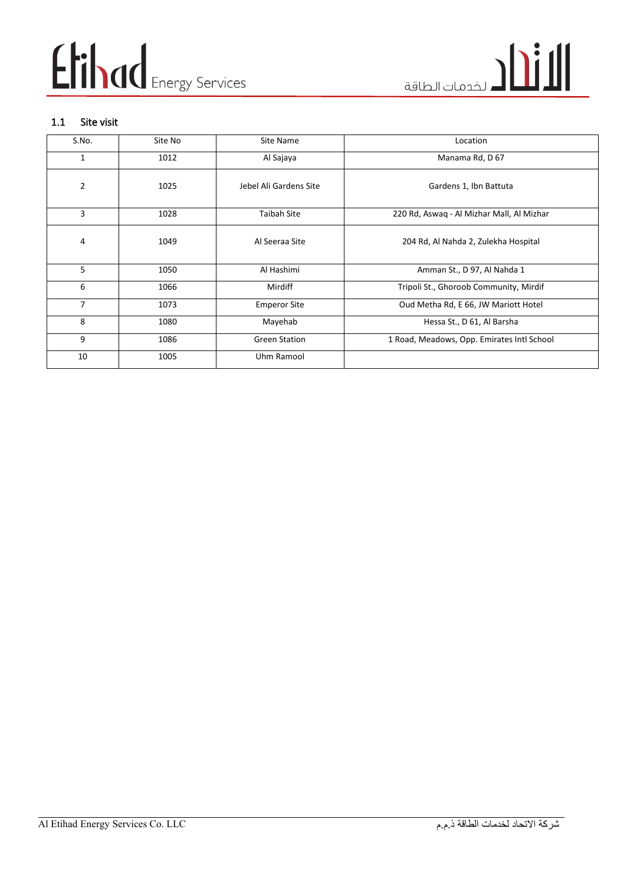## 1.1 Site visit

| S.No. | Site No | Site Name | Location |
|---|---|---|---|
| 1 | 1012 | Al Sajaya | Manama Rd, D 67 |
| 2 | 1025 | Jebel Ali Gardens Site | Gardens 1, Ibn Battuta |
| 3 | 1028 | Taibah Site | 220 Rd, Aswaq - Al Mizhar Mall, Al Mizhar |
| 4 | 1049 | Al Seeraa Site | 204 Rd, Al Nahda 2, Zulekha Hospital |
| 5 | 1050 | Al Hashimi | Amman St., D 97, Al Nahda 1 |
| 6 | 1066 | Mirdiff | Tripoli St., Ghoroob Community, Mirdif |
| 7 | 1073 | Emperor Site | Oud Metha Rd, E 66, JW Mariott Hotel |
| 8 | 1080 | Mayehab | Hessa St., D 61, Al Barsha |
| 9 | 1086 | Green Station | 1 Road, Meadows, Opp. Emirates Intl School |
| 10 | 1005 | Uhm Ramool | |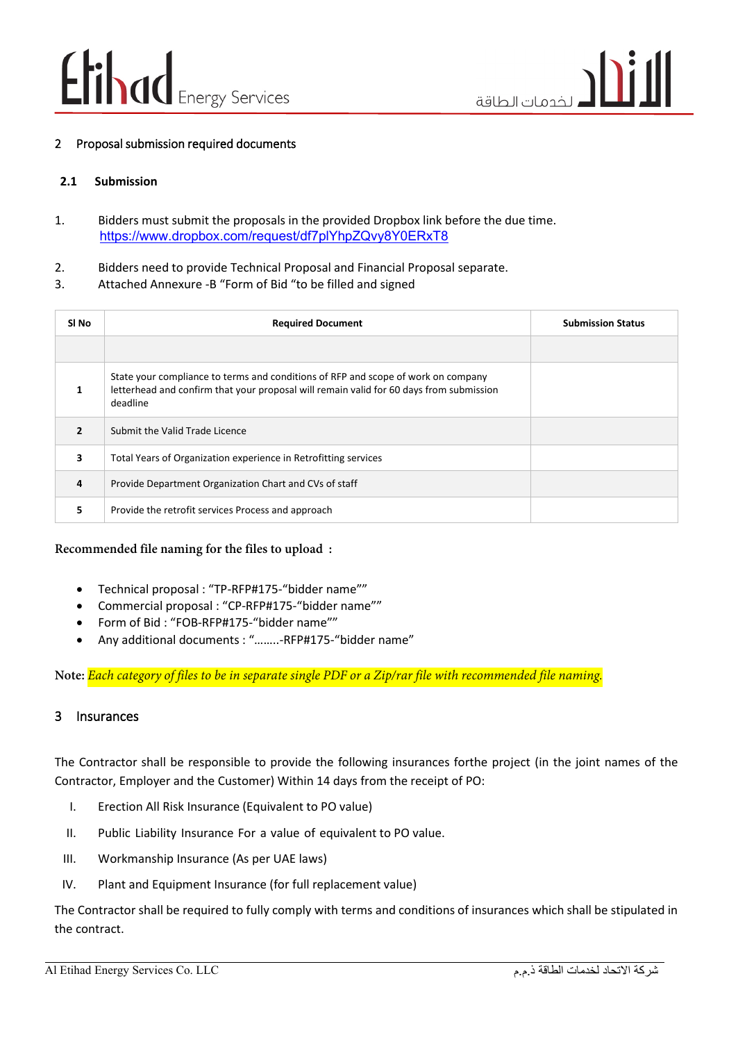## 2 Proposal submission required documents

### 2.1 Submission

1. Bidders must submit the proposals in the provided Dropbox link before the due time. https://www.dropbox.com/request/df7plYhpZQvy8Y0ERxT8
2. Bidders need to provide Technical Proposal and Financial Proposal separate.
3. Attached Annexure -B "Form of Bid "to be filled and signed

| Sl No | Required Document | Submission Status |
|---|---|---|
| | | |
| 1 | State your compliance to terms and conditions of RFP and scope of work on company letterhead and confirm that your proposal will remain valid for 60 days from submission deadline | |
| 2 | Submit the Valid Trade Licence | |
| 3 | Total Years of Organization experience in Retrofitting services | |
| 4 | Provide Department Organization Chart and CVs of staff | |
| 5 | Provide the retrofit services Process and approach | |

**Recommended file naming for the files to upload :**

- Technical proposal : "TP-RFP#175-"bidder name""
- Commercial proposal : "CP-RFP#175-"bidder name""
- Form of Bid : "FOB-RFP#175-"bidder name""
- Any additional documents : "……..-RFP#175-"bidder name"

**Note:** *Each category of files to be in separate single PDF or a Zip/rar file with recommended file naming.*

## 3 Insurances

The Contractor shall be responsible to provide the following insurances forthe project (in the joint names of the Contractor, Employer and the Customer) Within 14 days from the receipt of PO:

I. Erection All Risk Insurance (Equivalent to PO value)

II. Public Liability Insurance For a value of equivalent to PO value.

III. Workmanship Insurance (As per UAE laws)

IV. Plant and Equipment Insurance (for full replacement value)

The Contractor shall be required to fully comply with terms and conditions of insurances which shall be stipulated in the contract.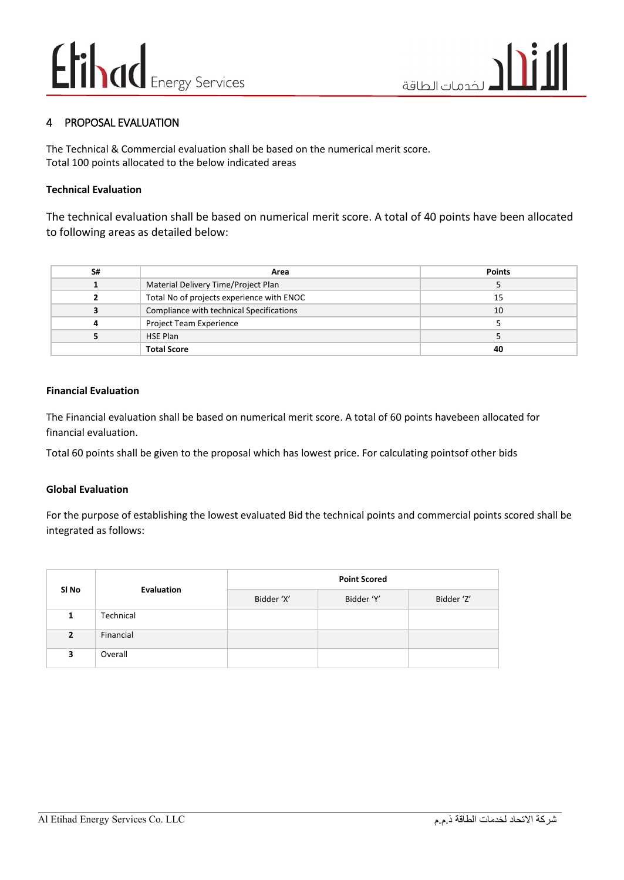## 4 PROPOSAL EVALUATION

The Technical & Commercial evaluation shall be based on the numerical merit score.
Total 100 points allocated to the below indicated areas

**Technical Evaluation**

The technical evaluation shall be based on numerical merit score. A total of 40 points have been allocated to following areas as detailed below:

| S# | Area | Points |
|---|---|---|
| 1 | Material Delivery Time/Project Plan | 5 |
| 2 | Total No of projects experience with ENOC | 15 |
| 3 | Compliance with technical Specifications | 10 |
| 4 | Project Team Experience | 5 |
| 5 | HSE Plan | 5 |
| | **Total Score** | **40** |

**Financial Evaluation**

The Financial evaluation shall be based on numerical merit score. A total of 60 points havebeen allocated for financial evaluation.

Total 60 points shall be given to the proposal which has lowest price. For calculating pointsof other bids

**Global Evaluation**

For the purpose of establishing the lowest evaluated Bid the technical points and commercial points scored shall be integrated as follows:

| Sl No | Evaluation | Point Scored | | |
|---|---|---|---|---|
| | | Bidder 'X' | Bidder 'Y' | Bidder 'Z' |
| 1 | Technical | | | |
| 2 | Financial | | | |
| 3 | Overall | | | |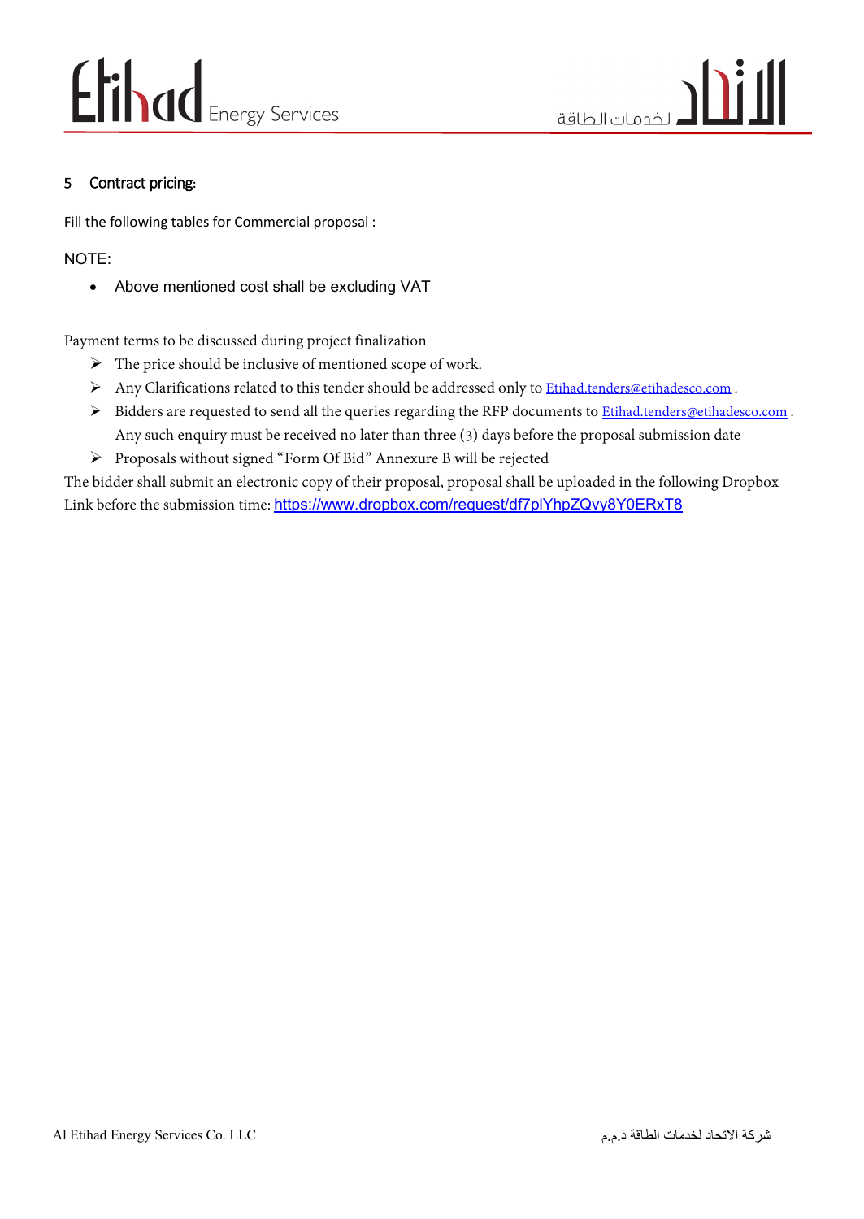## 5 Contract pricing:

Fill the following tables for Commercial proposal :

NOTE:

- Above mentioned cost shall be excluding VAT

Payment terms to be discussed during project finalization

- The price should be inclusive of mentioned scope of work.
- Any Clarifications related to this tender should be addressed only to Etihad.tenders@etihadesco.com .
- Bidders are requested to send all the queries regarding the RFP documents to Etihad.tenders@etihadesco.com . Any such enquiry must be received no later than three (3) days before the proposal submission date
- Proposals without signed "Form Of Bid" Annexure B will be rejected

The bidder shall submit an electronic copy of their proposal, proposal shall be uploaded in the following Dropbox Link before the submission time: https://www.dropbox.com/request/df7plYhpZQvy8Y0ERxT8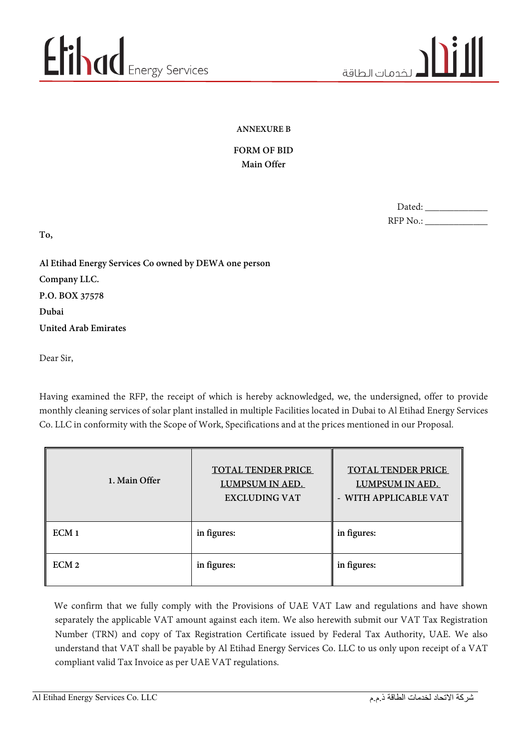**ANNEXURE B**

**FORM OF BID**
**Main Offer**

Dated: _____________
RFP No.: _____________

**To,**

**Al Etihad Energy Services Co owned by DEWA one person Company LLC.**
**P.O. BOX 37578**
**Dubai**
**United Arab Emirates**

Dear Sir,

Having examined the RFP, the receipt of which is hereby acknowledged, we, the undersigned, offer to provide monthly cleaning services of solar plant installed in multiple Facilities located in Dubai to Al Etihad Energy Services Co. LLC in conformity with the Scope of Work, Specifications and at the prices mentioned in our Proposal.

| 1. Main Offer | TOTAL TENDER PRICE LUMPSUM IN AED. EXCLUDING VAT | TOTAL TENDER PRICE LUMPSUM IN AED. - WITH APPLICABLE VAT |
|---|---|---|
| ECM 1 | in figures: | in figures: |
| ECM 2 | in figures: | in figures: |

We confirm that we fully comply with the Provisions of UAE VAT Law and regulations and have shown separately the applicable VAT amount against each item. We also herewith submit our VAT Tax Registration Number (TRN) and copy of Tax Registration Certificate issued by Federal Tax Authority, UAE. We also understand that VAT shall be payable by Al Etihad Energy Services Co. LLC to us only upon receipt of a VAT compliant valid Tax Invoice as per UAE VAT regulations.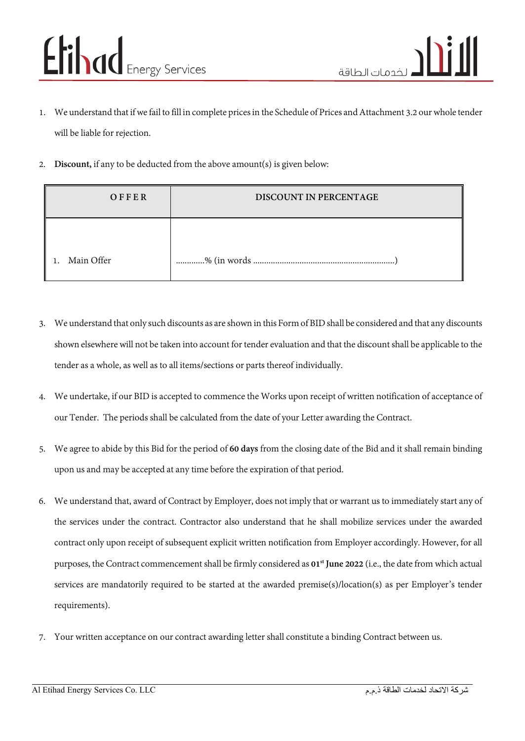1. We understand that if we fail to fill in complete prices in the Schedule of Prices and Attachment 3.2 our whole tender will be liable for rejection.

2. **Discount,** if any to be deducted from the above amount(s) is given below:

| OFFER | DISCOUNT IN PERCENTAGE |
|---|---|
| 1. Main Offer | ............% (in words ...............................................................) |

3. We understand that only such discounts as are shown in this Form of BID shall be considered and that any discounts shown elsewhere will not be taken into account for tender evaluation and that the discount shall be applicable to the tender as a whole, as well as to all items/sections or parts thereof individually.

4. We undertake, if our BID is accepted to commence the Works upon receipt of written notification of acceptance of our Tender. The periods shall be calculated from the date of your Letter awarding the Contract.

5. We agree to abide by this Bid for the period of **60 days** from the closing date of the Bid and it shall remain binding upon us and may be accepted at any time before the expiration of that period.

6. We understand that, award of Contract by Employer, does not imply that or warrant us to immediately start any of the services under the contract. Contractor also understand that he shall mobilize services under the awarded contract only upon receipt of subsequent explicit written notification from Employer accordingly. However, for all purposes, the Contract commencement shall be firmly considered as **01st June 2022** (i.e., the date from which actual services are mandatorily required to be started at the awarded premise(s)/location(s) as per Employer's tender requirements).

7. Your written acceptance on our contract awarding letter shall constitute a binding Contract between us.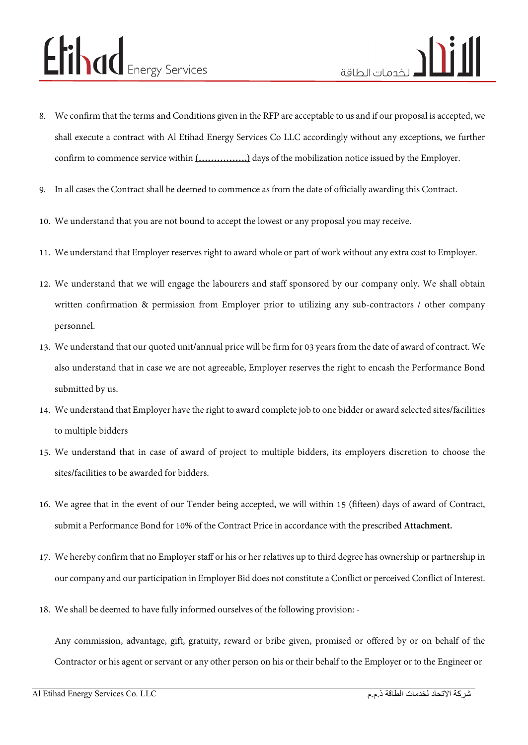8. We confirm that the terms and Conditions given in the RFP are acceptable to us and if our proposal is accepted, we shall execute a contract with Al Etihad Energy Services Co LLC accordingly without any exceptions, we further confirm to commence service within (…………….) days of the mobilization notice issued by the Employer.

9. In all cases the Contract shall be deemed to commence as from the date of officially awarding this Contract.

10. We understand that you are not bound to accept the lowest or any proposal you may receive.

11. We understand that Employer reserves right to award whole or part of work without any extra cost to Employer.

12. We understand that we will engage the labourers and staff sponsored by our company only. We shall obtain written confirmation & permission from Employer prior to utilizing any sub-contractors / other company personnel.

13. We understand that our quoted unit/annual price will be firm for 03 years from the date of award of contract. We also understand that in case we are not agreeable, Employer reserves the right to encash the Performance Bond submitted by us.

14. We understand that Employer have the right to award complete job to one bidder or award selected sites/facilities to multiple bidders

15. We understand that in case of award of project to multiple bidders, its employers discretion to choose the sites/facilities to be awarded for bidders.

16. We agree that in the event of our Tender being accepted, we will within 15 (fifteen) days of award of Contract, submit a Performance Bond for 10% of the Contract Price in accordance with the prescribed **Attachment.**

17. We hereby confirm that no Employer staff or his or her relatives up to third degree has ownership or partnership in our company and our participation in Employer Bid does not constitute a Conflict or perceived Conflict of Interest.

18. We shall be deemed to have fully informed ourselves of the following provision: -

    Any commission, advantage, gift, gratuity, reward or bribe given, promised or offered by or on behalf of the Contractor or his agent or servant or any other person on his or their behalf to the Employer or to the Engineer or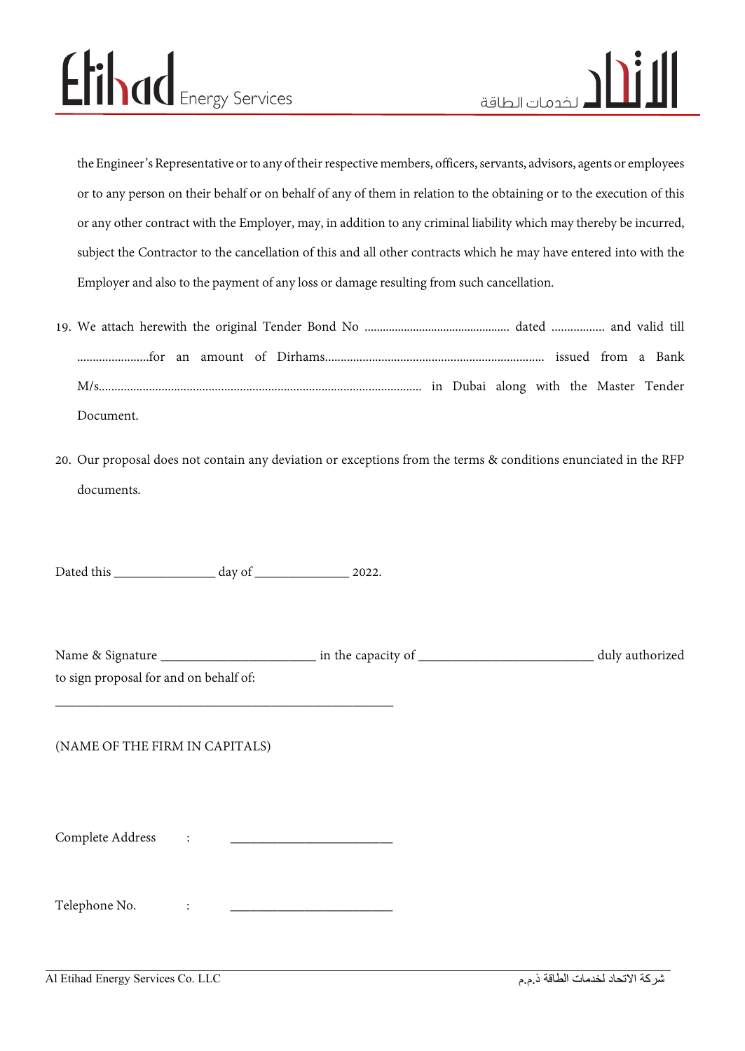the Engineer's Representative or to any of their respective members, officers, servants, advisors, agents or employees or to any person on their behalf or on behalf of any of them in relation to the obtaining or to the execution of this or any other contract with the Employer, may, in addition to any criminal liability which may thereby be incurred, subject the Contractor to the cancellation of this and all other contracts which he may have entered into with the Employer and also to the payment of any loss or damage resulting from such cancellation.

19. We attach herewith the original Tender Bond No ............................................... dated ................. and valid till .......................for an amount of Dirhams...................................................................... issued from a Bank M/s...................................................................................................... in Dubai along with the Master Tender Document.

20. Our proposal does not contain any deviation or exceptions from the terms & conditions enunciated in the RFP documents.

Dated this _______________ day of ______________ 2022.

Name & Signature _______________________ in the capacity of __________________________ duly authorized to sign proposal for and on behalf of:

__________________________________________________

(NAME OF THE FIRM IN CAPITALS)

Complete Address : ________________________

Telephone No. : ________________________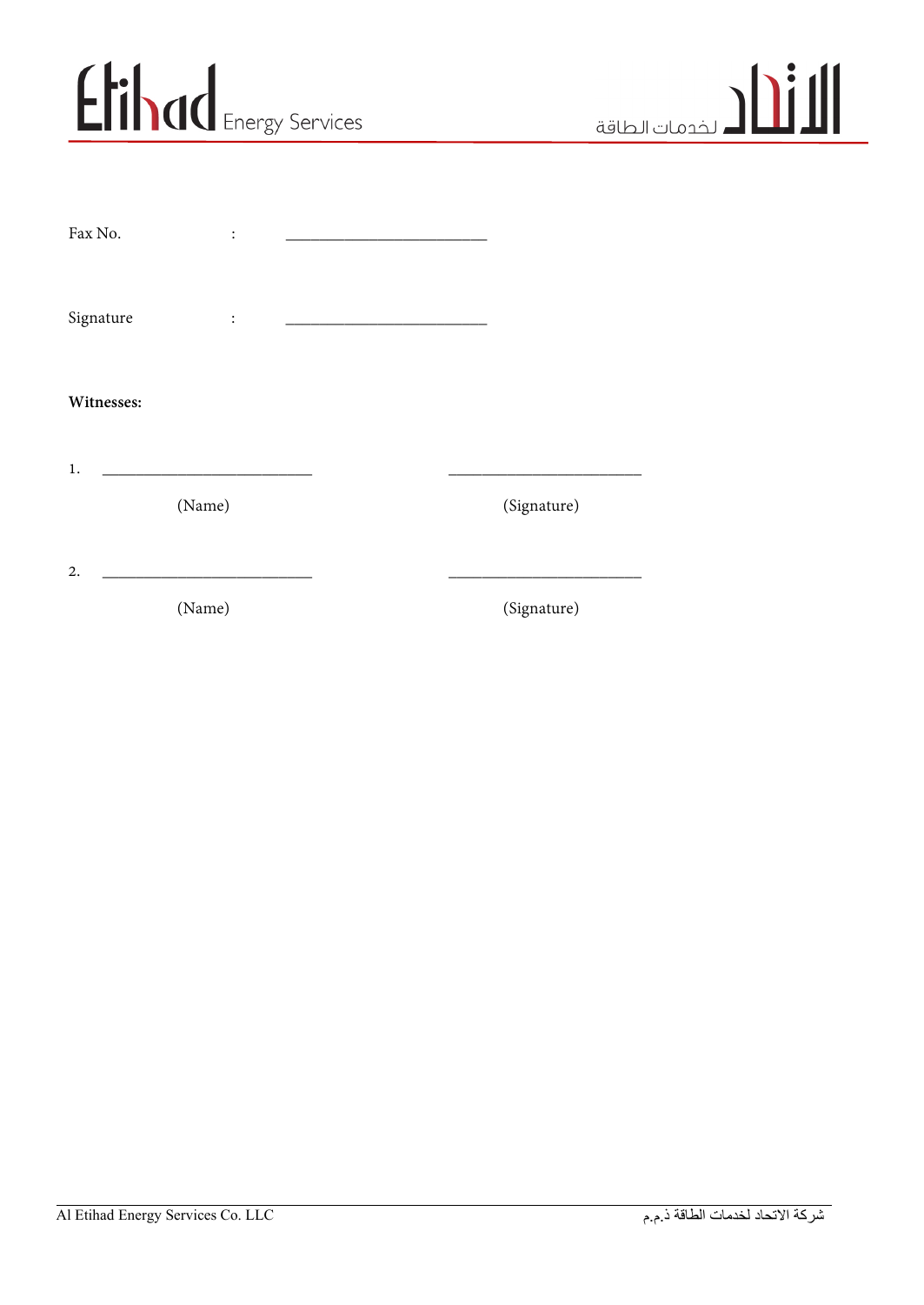Fax No. : ________________________

Signature : ________________________

**Witnesses:**

1. ________________________ ________________________

(Name) (Signature)

2. ________________________ ________________________

(Name) (Signature)